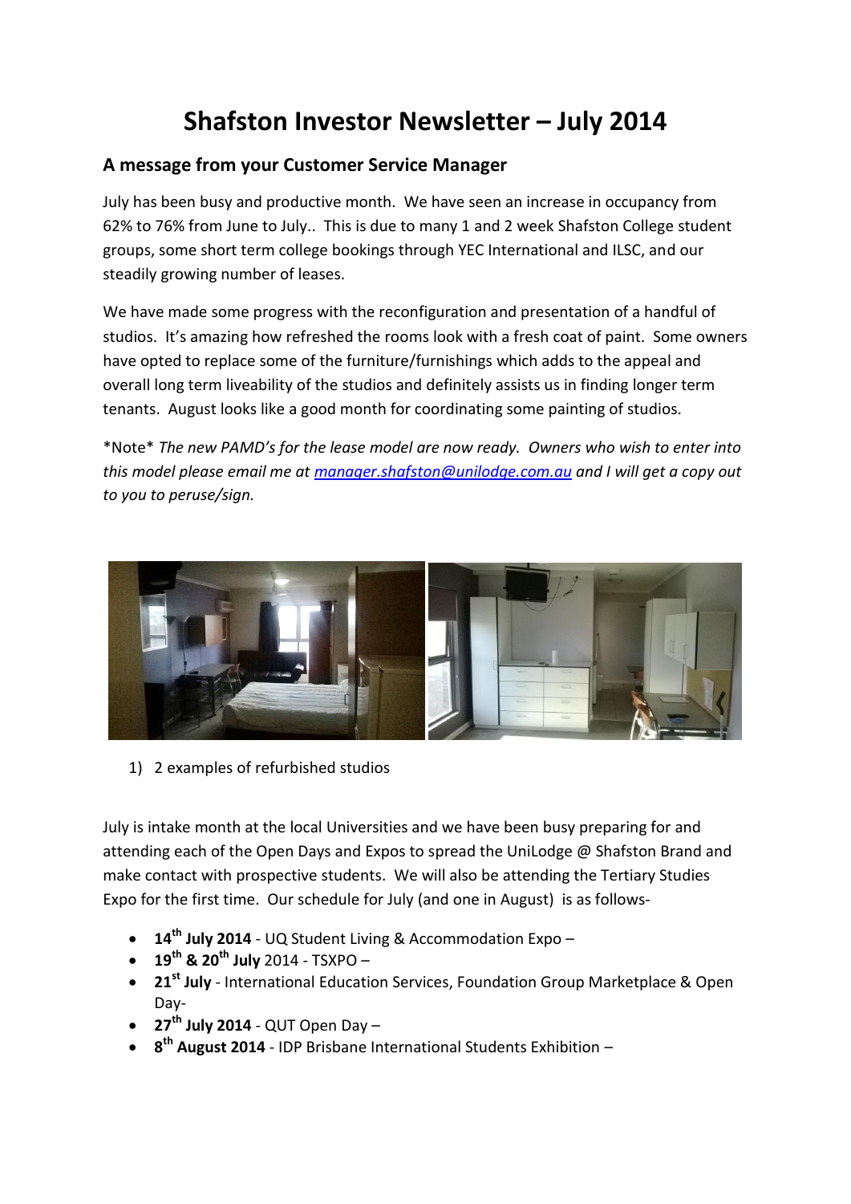# Shafston Investor Newsletter – July 2014

## A message from your Customer Service Manager

July has been busy and productive month. We have seen an increase in occupancy from 62% to 76% from June to July.. This is due to many 1 and 2 week Shafston College student groups, some short term college bookings through YEC International and ILSC, and our steadily growing number of leases.

We have made some progress with the reconfiguration and presentation of a handful of studios. It's amazing how refreshed the rooms look with a fresh coat of paint. Some owners have opted to replace some of the furniture/furnishings which adds to the appeal and overall long term liveability of the studios and definitely assists us in finding longer term tenants. August looks like a good month for coordinating some painting of studios.

*Note* *The new PAMD's for the lease model are now ready. Owners who wish to enter into this model please email me at [manager.shafston@unilodge.com.au](mailto:manager.shafston@unilodge.com.au) and I will get a copy out to you to peruse/sign.*

1) 2 examples of refurbished studios

July is intake month at the local Universities and we have been busy preparing for and attending each of the Open Days and Expos to spread the UniLodge @ Shafston Brand and make contact with prospective students. We will also be attending the Tertiary Studies Expo for the first time. Our schedule for July (and one in August) is as follows-

- **14th July 2014** - UQ Student Living & Accommodation Expo –
- **19th & 20th July** 2014 - TSXPO –
- **21st July** - International Education Services, Foundation Group Marketplace & Open Day-
- **27th July 2014** - QUT Open Day –
- **8th August 2014** - IDP Brisbane International Students Exhibition –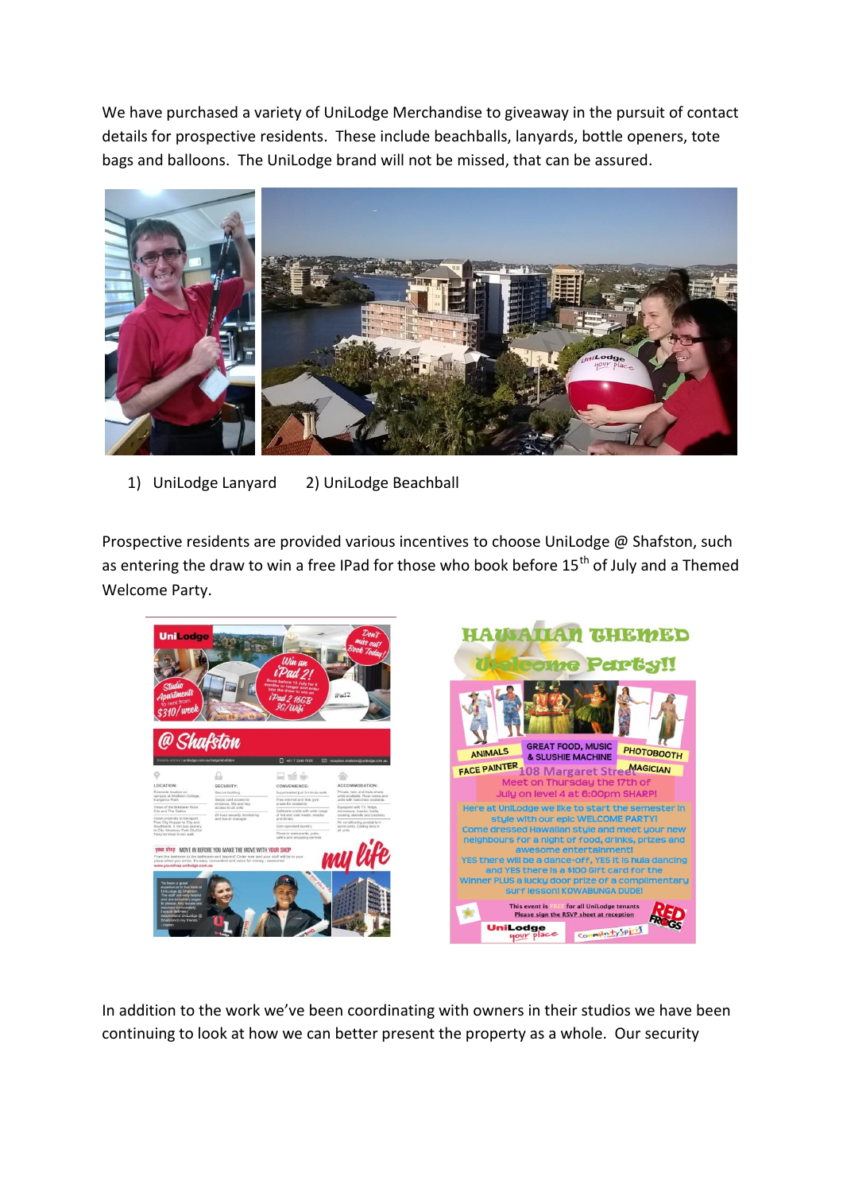We have purchased a variety of UniLodge Merchandise to giveaway in the pursuit of contact details for prospective residents. These include beachballs, lanyards, bottle openers, tote bags and balloons. The UniLodge brand will not be missed, that can be assured.

1) UniLodge Lanyard 2) UniLodge Beachball

Prospective residents are provided various incentives to choose UniLodge @ Shafston, such as entering the draw to win a free IPad for those who book before 15th of July and a Themed Welcome Party.

In addition to the work we've been coordinating with owners in their studios we have been continuing to look at how we can better present the property as a whole. Our security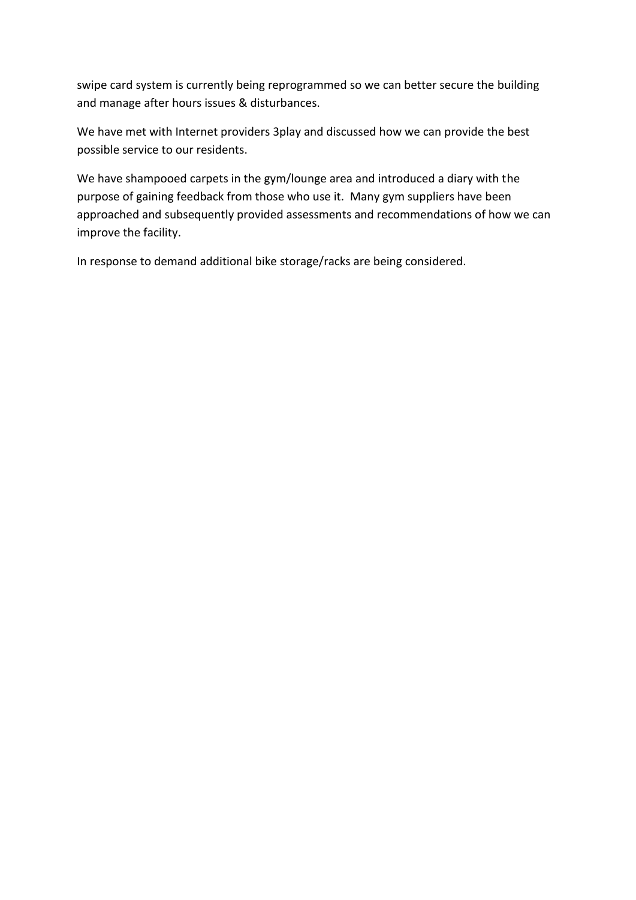swipe card system is currently being reprogrammed so we can better secure the building and manage after hours issues & disturbances.

We have met with Internet providers 3play and discussed how we can provide the best possible service to our residents.

We have shampooed carpets in the gym/lounge area and introduced a diary with the purpose of gaining feedback from those who use it. Many gym suppliers have been approached and subsequently provided assessments and recommendations of how we can improve the facility.

In response to demand additional bike storage/racks are being considered.